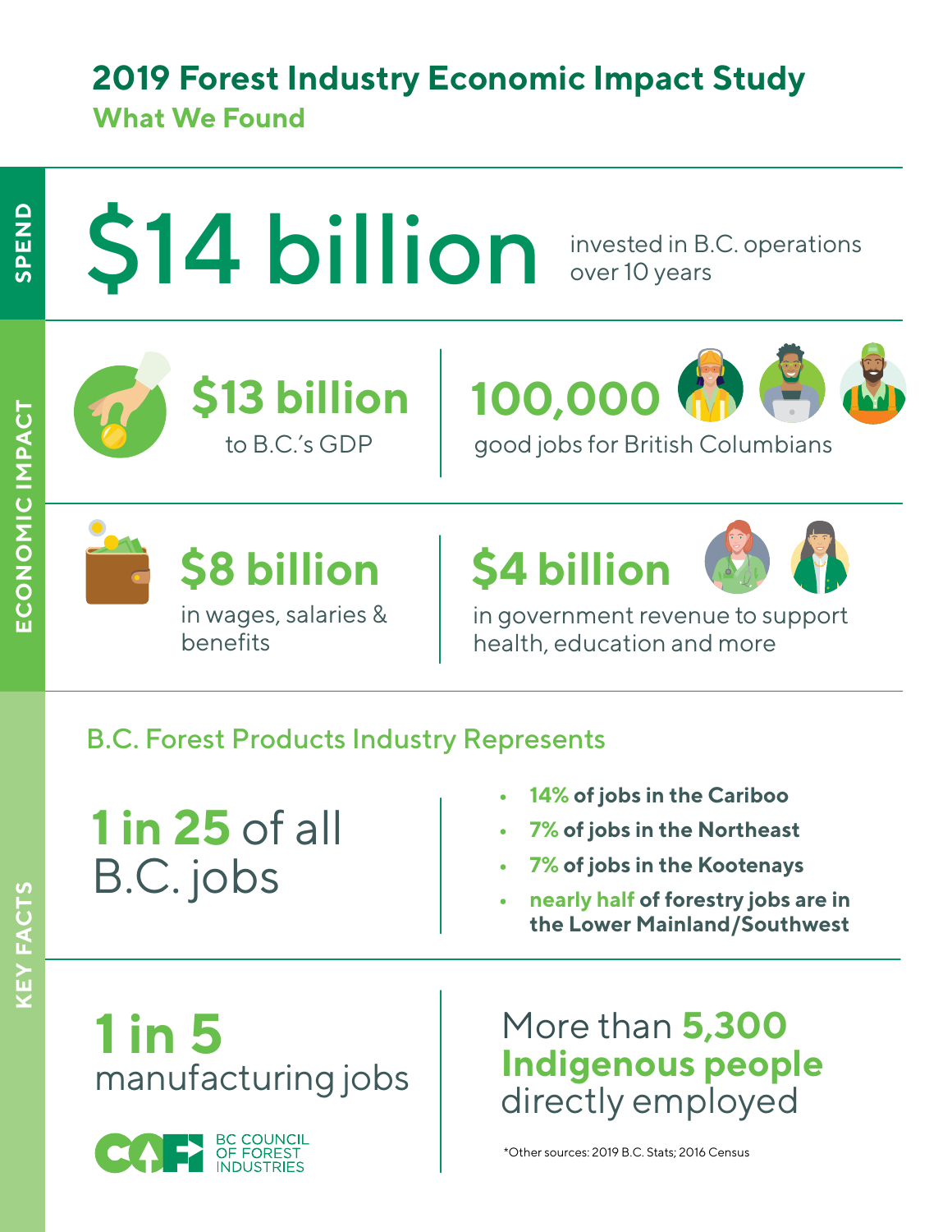# 2019 Forest Industry Economic Impact Study

## What We Found

### SPEND

**$14 billion** invested in B.C. operations over 10 years

### ECONOMIC IMPACT

**$13 billion** to B.C.'s GDP

**100,000** good jobs for British Columbians

**$8 billion** in wages, salaries & benefits

**$4 billion** in government revenue to support health, education and more

### KEY FACTS

B.C. Forest Products Industry Represents

**1 in 25** of all B.C. jobs

- **14% of jobs in the Cariboo**
- **7% of jobs in the Northeast**
- **7% of jobs in the Kootenays**
- **nearly half of forestry jobs are in the Lower Mainland/Southwest**

**1 in 5** manufacturing jobs

More than **5,300 Indigenous people** directly employed

BC COUNCIL OF FOREST INDUSTRIES

*Other sources: 2019 B.C. Stats; 2016 Census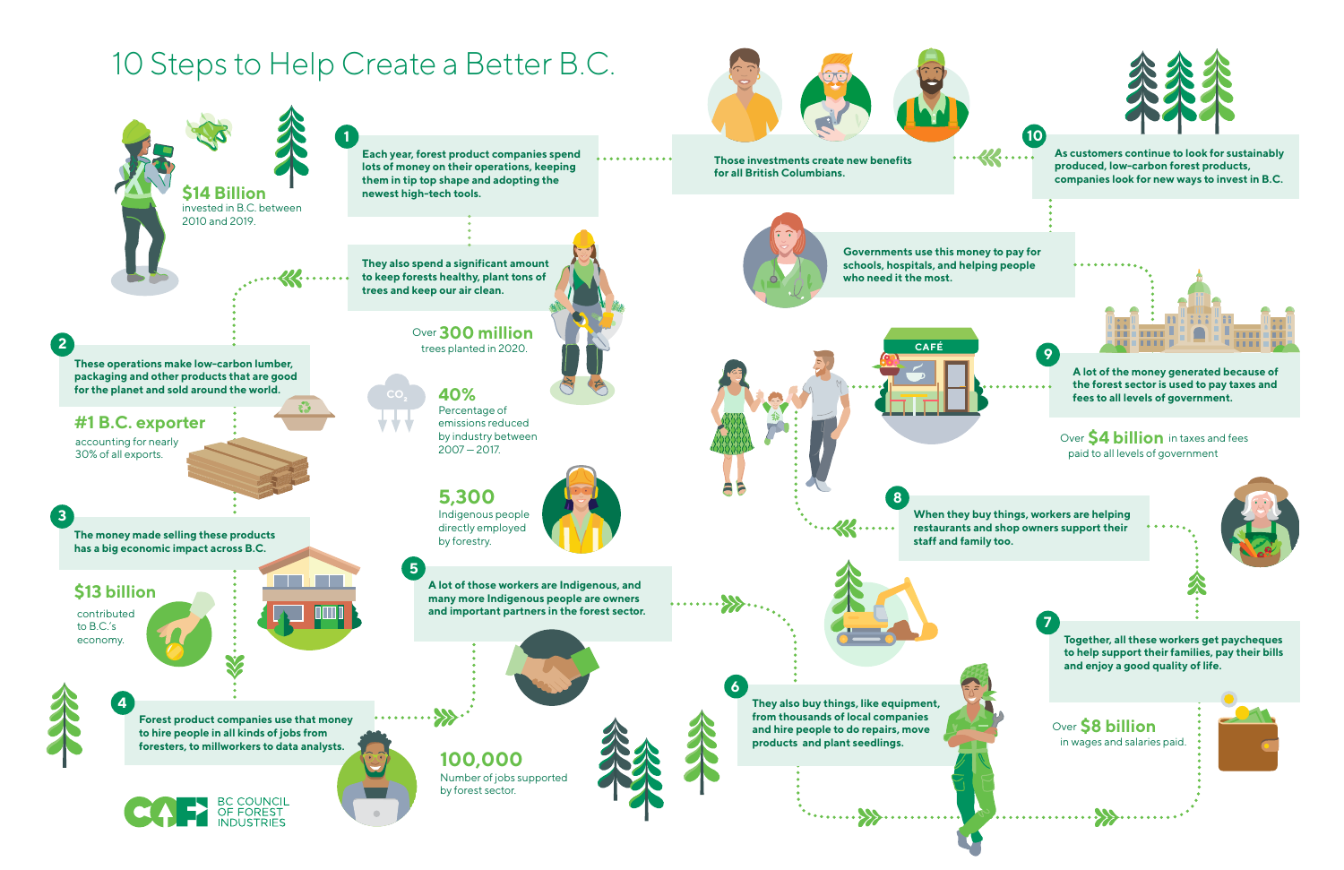# 10 Steps to Help Create a Better B.C.

**$14 Billion** invested in B.C. between 2010 and 2019.

**1** Each year, forest product companies spend lots of money on their operations, keeping them in tip top shape and adopting the newest high-tech tools.

They also spend a significant amount to keep forests healthy, plant tons of trees and keep our air clean.

Over **300 million** trees planted in 2020.

**40%** Percentage of emissions reduced by industry between 2007 – 2017.

**2** These operations make low-carbon lumber, packaging and other products that are good for the planet and sold around the world.

**#1 B.C. exporter** accounting for nearly 30% of all exports.

**3** The money made selling these products has a big economic impact across B.C.

**$13 billion** contributed to B.C.'s economy.

**4** Forest product companies use that money to hire people in all kinds of jobs from foresters, to millworkers to data analysts.

**100,000** Number of jobs supported by forest sector.

**5,300** Indigenous people directly employed by forestry.

**5** A lot of those workers are Indigenous, and many more Indigenous people are owners and important partners in the forest sector.

**6** They also buy things, like equipment, from thousands of local companies and hire people to do repairs, move products and plant seedlings.

**7** Together, all these workers get paycheques to help support their families, pay their bills and enjoy a good quality of life.

Over **$8 billion** in wages and salaries paid.

**8** When they buy things, workers are helping restaurants and shop owners support their staff and family too.

CAFÉ

**9** A lot of the money generated because of the forest sector is used to pay taxes and fees to all levels of government.

Over **$4 billion** in taxes and fees paid to all levels of government

Governments use this money to pay for schools, hospitals, and helping people who need it the most.

**10** As customers continue to look for sustainably produced, low-carbon forest products, companies look for new ways to invest in B.C.

Those investments create new benefits for all British Columbians.

BC COUNCIL OF FOREST INDUSTRIES